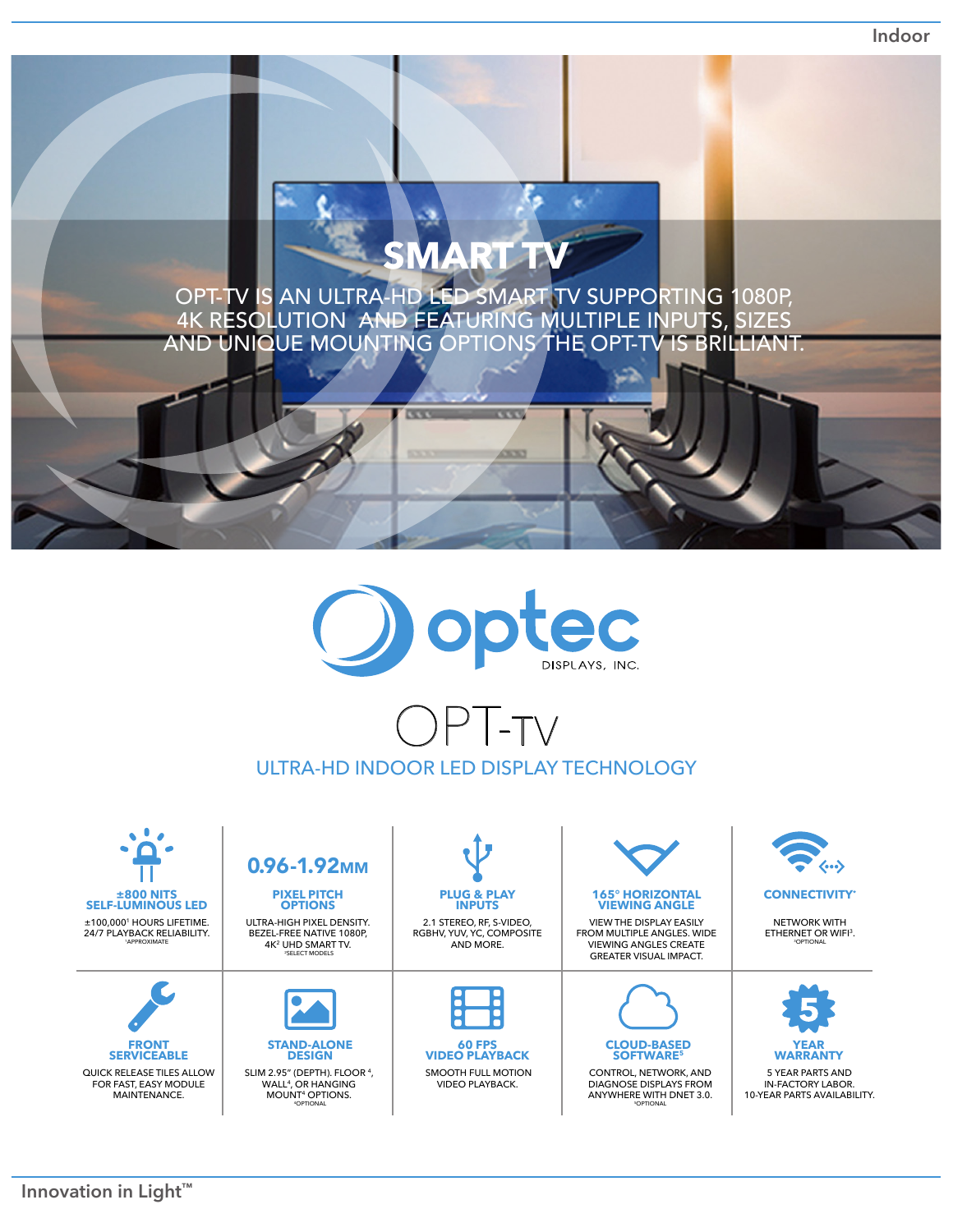Indoor

# SMART TV

OPT-TV IS AN ULTRA-HD LED SMART TV SUPPORTING 1080P, 4K RESOLUTION AND FEATURING MULTIPLE INPUTS, SIZES AND UNIQUE MOUNTING OPTIONS THE OPT-TV IS BRILLIANT.

optec DISPLAYS, INC.

# OPT-TV

## ULTRA-HD INDOOR LED DISPLAY TECHNOLOGY

**±800 NITS SELF-LUMINOUS LED**
±100,000[1] HOURS LIFETIME. 24/7 PLAYBACK RELIABILITY.
[1]APPROXIMATE

**0.96-1.92MM PIXEL PITCH OPTIONS**
ULTRA-HIGH PIXEL DENSITY. BEZEL-FREE NATIVE 1080P, 4K[2] UHD SMART TV.
[2]SELECT MODELS

**PLUG & PLAY INPUTS**
2.1 STEREO, RF, S-VIDEO, RGBHV, YUV, YC, COMPOSITE AND MORE.

**165° HORIZONTAL VIEWING ANGLE**
VIEW THE DISPLAY EASILY FROM MULTIPLE ANGLES. WIDE VIEWING ANGLES CREATE GREATER VISUAL IMPACT.

**CONNECTIVITY***
NETWORK WITH ETHERNET OR WIFI[3].
[3]OPTIONAL

**FRONT SERVICEABLE**
QUICK RELEASE TILES ALLOW FOR FAST, EASY MODULE MAINTENANCE.

**STAND-ALONE DESIGN**
SLIM 2.95" (DEPTH). FLOOR[4], WALL[4], OR HANGING MOUNT[4] OPTIONS.
[4]OPTIONAL

**60 FPS VIDEO PLAYBACK**
SMOOTH FULL MOTION VIDEO PLAYBACK.

**CLOUD-BASED SOFTWARE[5]**
CONTROL, NETWORK, AND DIAGNOSE DISPLAYS FROM ANYWHERE WITH DNET 3.0.
[5]OPTIONAL

**5 YEAR WARRANTY**
5 YEAR PARTS AND IN-FACTORY LABOR. 10-YEAR PARTS AVAILABILITY.

Innovation in Light™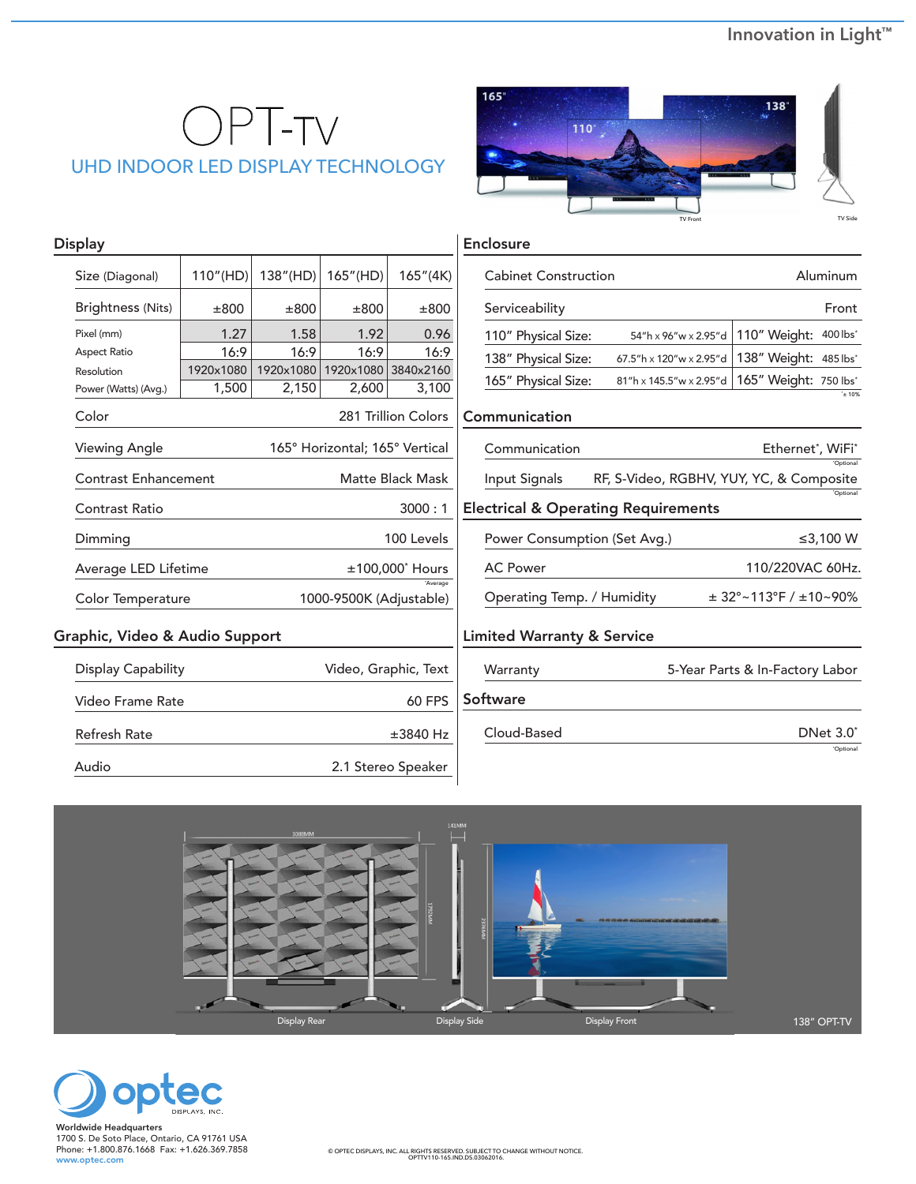Innovation in Light™

# OPT-TV

## UHD INDOOR LED DISPLAY TECHNOLOGY

165" 110" 138"

TV Front TV Side

## Display

| | | | | |
|---|---|---|---|---|
| Size (Diagonal) | 110"(HD) | 138"(HD) | 165"(HD) | 165"(4K) |
| Brightness (Nits) | ±800 | ±800 | ±800 | ±800 |
| Pixel (mm) | 1.27 | 1.58 | 1.92 | 0.96 |
| Aspect Ratio | 16:9 | 16:9 | 16:9 | 16:9 |
| Resolution | 1920x1080 | 1920x1080 | 1920x1080 | 3840x2160 |
| Power (Watts) (Avg.) | 1,500 | 2,150 | 2,600 | 3,100 |

| | |
|---|---|
| Color | 281 Trillion Colors |
| Viewing Angle | 165° Horizontal; 165° Vertical |
| Contrast Enhancement | Matte Black Mask |
| Contrast Ratio | 3000 : 1 |
| Dimming | 100 Levels |
| Average LED Lifetime | ±100,000* Hours (*Average) |
| Color Temperature | 1000-9500K (Adjustable) |

## Graphic, Video & Audio Support

| | |
|---|---|
| Display Capability | Video, Graphic, Text |
| Video Frame Rate | 60 FPS |
| Refresh Rate | ±3840 Hz |
| Audio | 2.1 Stereo Speaker |

## Enclosure

| | |
|---|---|
| Cabinet Construction | Aluminum |
| Serviceability | Front |

| | | | |
|---|---|---|---|
| 110" Physical Size: | 54"h x 96"w x 2.95"d | 110" Weight: | 400 lbs* |
| 138" Physical Size: | 67.5"h x 120"w x 2.95"d | 138" Weight: | 485 lbs* |
| 165" Physical Size: | 81"h x 145.5"w x 2.95"d | 165" Weight: | 750 lbs* |

*± 10%

## Communication

| | |
|---|---|
| Communication | Ethernet*, WiFi* (*Optional) |
| Input Signals | RF, S-Video, RGBHV, YUY, YC, & Composite (*Optional) |

## Electrical & Operating Requirements

| | |
|---|---|
| Power Consumption (Set Avg.) | ≤3,100 W |
| AC Power | 110/220VAC 60Hz. |
| Operating Temp. / Humidity | ± 32°~113°F / ±10~90% |

## Limited Warranty & Service

| | |
|---|---|
| Warranty | 5-Year Parts & In-Factory Labor |

## Software

| | |
|---|---|
| Cloud-Based | DNet 3.0* (*Optional) |

3088MM 141MM 1790MM 2393MM

Display Rear Display Side Display Front 138" OPT-TV

optec DISPLAYS, INC.

**Worldwide Headquarters**
1700 S. De Soto Place, Ontario, CA 91761 USA
Phone: +1.800.876.1668 Fax: +1.626.369.7858
www.optec.com

© OPTEC DISPLAYS, INC. ALL RIGHTS RESERVED. SUBJECT TO CHANGE WITHOUT NOTICE.
OPTTV110-165.IND.DS.03062016.